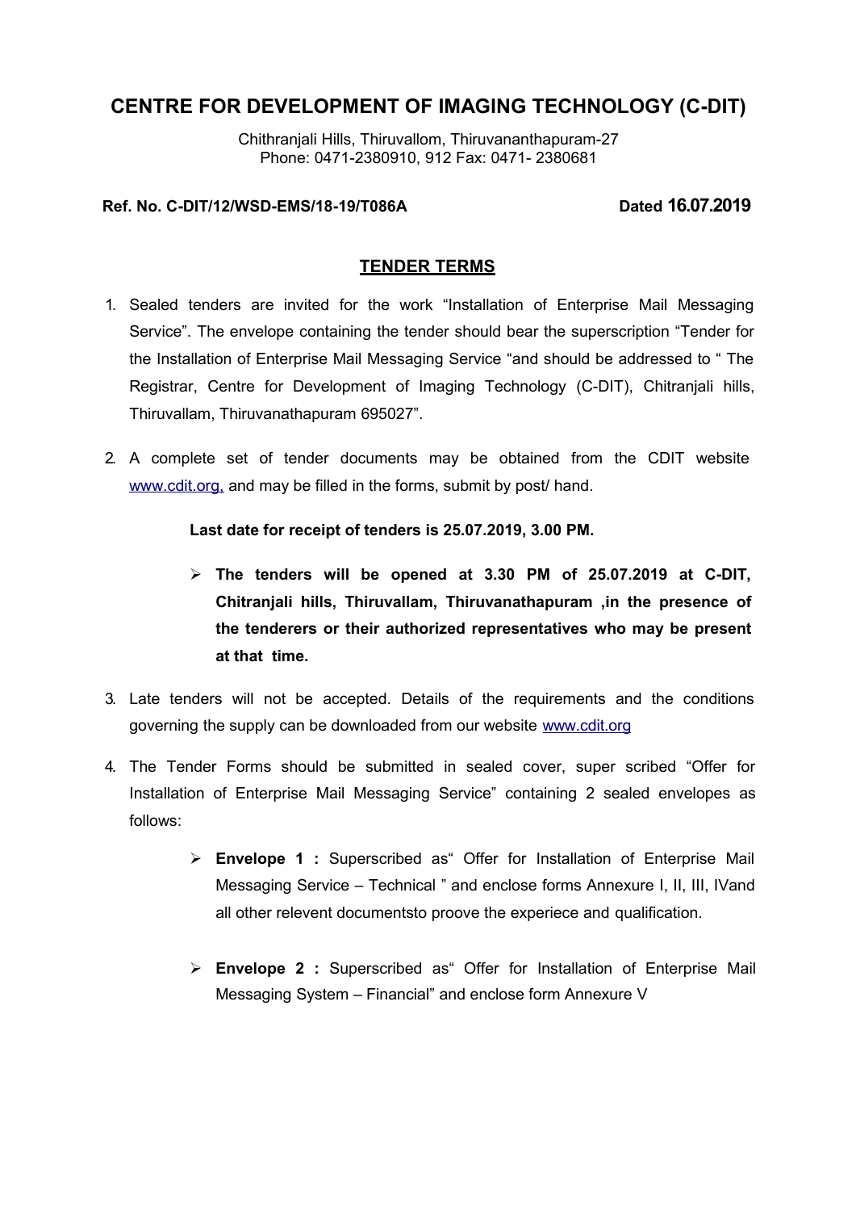# CENTRE FOR DEVELOPMENT OF IMAGING TECHNOLOGY (C-DIT)

Chithranjali Hills, Thiruvallom, Thiruvananthapuram-27
Phone: 0471-2380910, 912 Fax: 0471- 2380681

**Ref. No. C-DIT/12/WSD-EMS/18-19/T086A** **Dated 16.07.2019**

## TENDER TERMS

1. Sealed tenders are invited for the work "Installation of Enterprise Mail Messaging Service". The envelope containing the tender should bear the superscription "Tender for the Installation of Enterprise Mail Messaging Service "and should be addressed to " The Registrar, Centre for Development of Imaging Technology (C-DIT), Chitranjali hills, Thiruvallam, Thiruvanathapuram 695027".

2. A complete set of tender documents may be obtained from the CDIT website www.cdit.org, and may be filled in the forms, submit by post/ hand.

   **Last date for receipt of tenders is 25.07.2019, 3.00 PM.**

   - **The tenders will be opened at 3.30 PM of 25.07.2019 at C-DIT, Chitranjali hills, Thiruvallam, Thiruvanathapuram ,in the presence of the tenderers or their authorized representatives who may be present at that time.**

3. Late tenders will not be accepted. Details of the requirements and the conditions governing the supply can be downloaded from our website www.cdit.org

4. The Tender Forms should be submitted in sealed cover, super scribed "Offer for Installation of Enterprise Mail Messaging Service" containing 2 sealed envelopes as follows:

   - **Envelope 1 :** Superscribed as" Offer for Installation of Enterprise Mail Messaging Service – Technical " and enclose forms Annexure I, II, III, IVand all other relevent documentsto proove the experiece and qualification.

   - **Envelope 2 :** Superscribed as" Offer for Installation of Enterprise Mail Messaging System – Financial" and enclose form Annexure V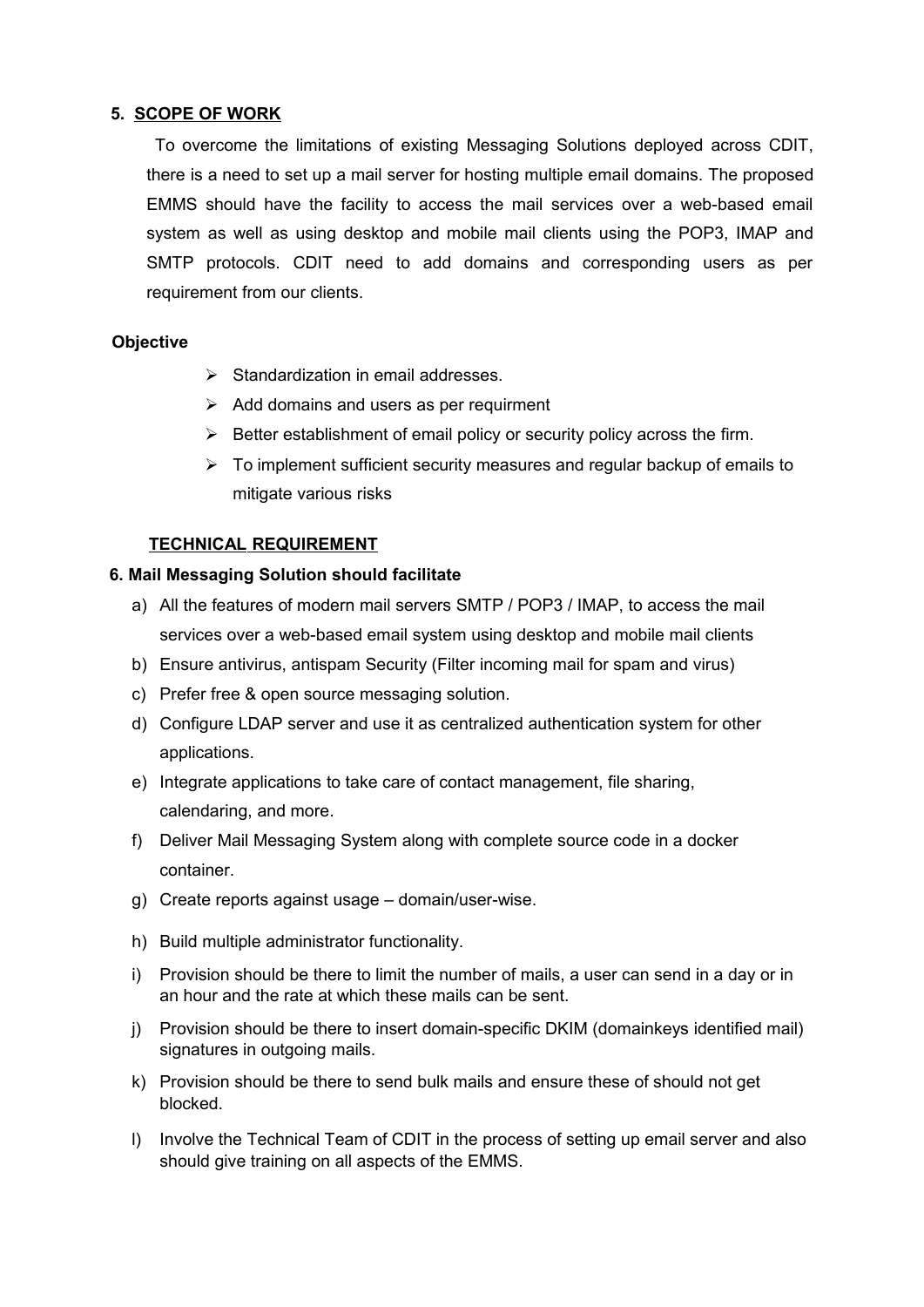## 5. SCOPE OF WORK

To overcome the limitations of existing Messaging Solutions deployed across CDIT, there is a need to set up a mail server for hosting multiple email domains. The proposed EMMS should have the facility to access the mail services over a web-based email system as well as using desktop and mobile mail clients using the POP3, IMAP and SMTP protocols. CDIT need to add domains and corresponding users as per requirement from our clients.

**Objective**

- Standardization in email addresses.
- Add domains and users as per requirment
- Better establishment of email policy or security policy across the firm.
- To implement sufficient security measures and regular backup of emails to mitigate various risks

### TECHNICAL REQUIREMENT

## 6. Mail Messaging Solution should facilitate

a) All the features of modern mail servers SMTP / POP3 / IMAP, to access the mail services over a web-based email system using desktop and mobile mail clients

b) Ensure antivirus, antispam Security (Filter incoming mail for spam and virus)

c) Prefer free & open source messaging solution.

d) Configure LDAP server and use it as centralized authentication system for other applications.

e) Integrate applications to take care of contact management, file sharing, calendaring, and more.

f) Deliver Mail Messaging System along with complete source code in a docker container.

g) Create reports against usage – domain/user-wise.

h) Build multiple administrator functionality.

i) Provision should be there to limit the number of mails, a user can send in a day or in an hour and the rate at which these mails can be sent.

j) Provision should be there to insert domain-specific DKIM (domainkeys identified mail) signatures in outgoing mails.

k) Provision should be there to send bulk mails and ensure these of should not get blocked.

l) Involve the Technical Team of CDIT in the process of setting up email server and also should give training on all aspects of the EMMS.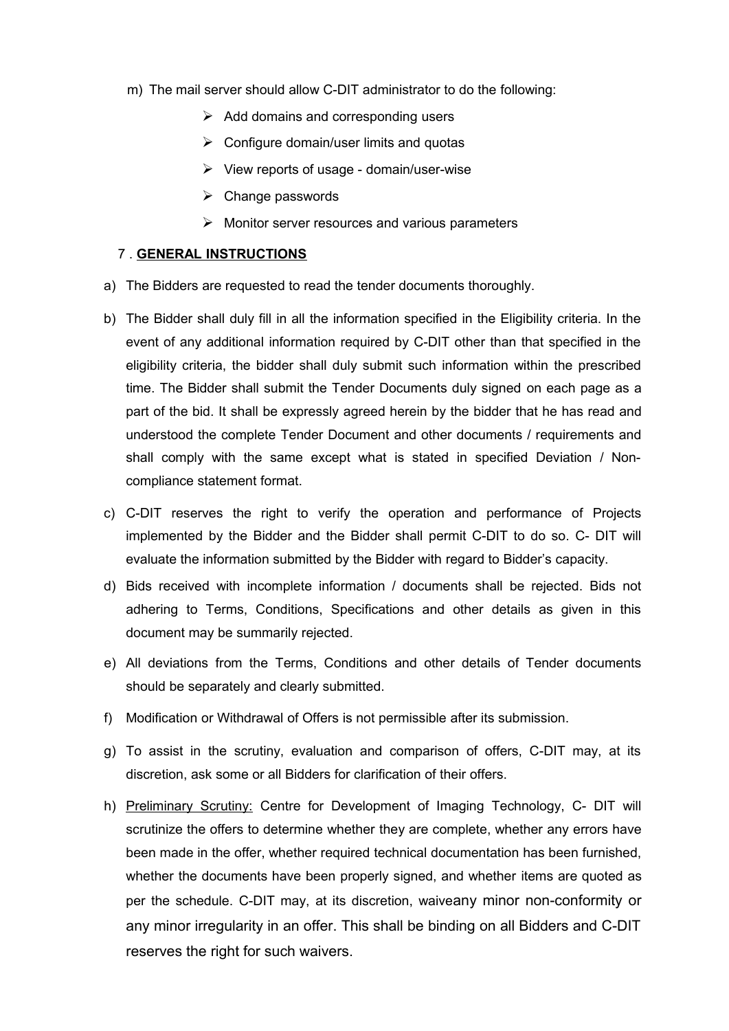m) The mail server should allow C-DIT administrator to do the following:

- Add domains and corresponding users
- Configure domain/user limits and quotas
- View reports of usage - domain/user-wise
- Change passwords
- Monitor server resources and various parameters

7 . **GENERAL INSTRUCTIONS**

a) The Bidders are requested to read the tender documents thoroughly.

b) The Bidder shall duly fill in all the information specified in the Eligibility criteria. In the event of any additional information required by C-DIT other than that specified in the eligibility criteria, the bidder shall duly submit such information within the prescribed time. The Bidder shall submit the Tender Documents duly signed on each page as a part of the bid. It shall be expressly agreed herein by the bidder that he has read and understood the complete Tender Document and other documents / requirements and shall comply with the same except what is stated in specified Deviation / Non-compliance statement format.

c) C-DIT reserves the right to verify the operation and performance of Projects implemented by the Bidder and the Bidder shall permit C-DIT to do so. C- DIT will evaluate the information submitted by the Bidder with regard to Bidder's capacity.

d) Bids received with incomplete information / documents shall be rejected. Bids not adhering to Terms, Conditions, Specifications and other details as given in this document may be summarily rejected.

e) All deviations from the Terms, Conditions and other details of Tender documents should be separately and clearly submitted.

f) Modification or Withdrawal of Offers is not permissible after its submission.

g) To assist in the scrutiny, evaluation and comparison of offers, C-DIT may, at its discretion, ask some or all Bidders for clarification of their offers.

h) Preliminary Scrutiny: Centre for Development of Imaging Technology, C- DIT will scrutinize the offers to determine whether they are complete, whether any errors have been made in the offer, whether required technical documentation has been furnished, whether the documents have been properly signed, and whether items are quoted as per the schedule. C-DIT may, at its discretion, waiveany minor non-conformity or any minor irregularity in an offer. This shall be binding on all Bidders and C-DIT reserves the right for such waivers.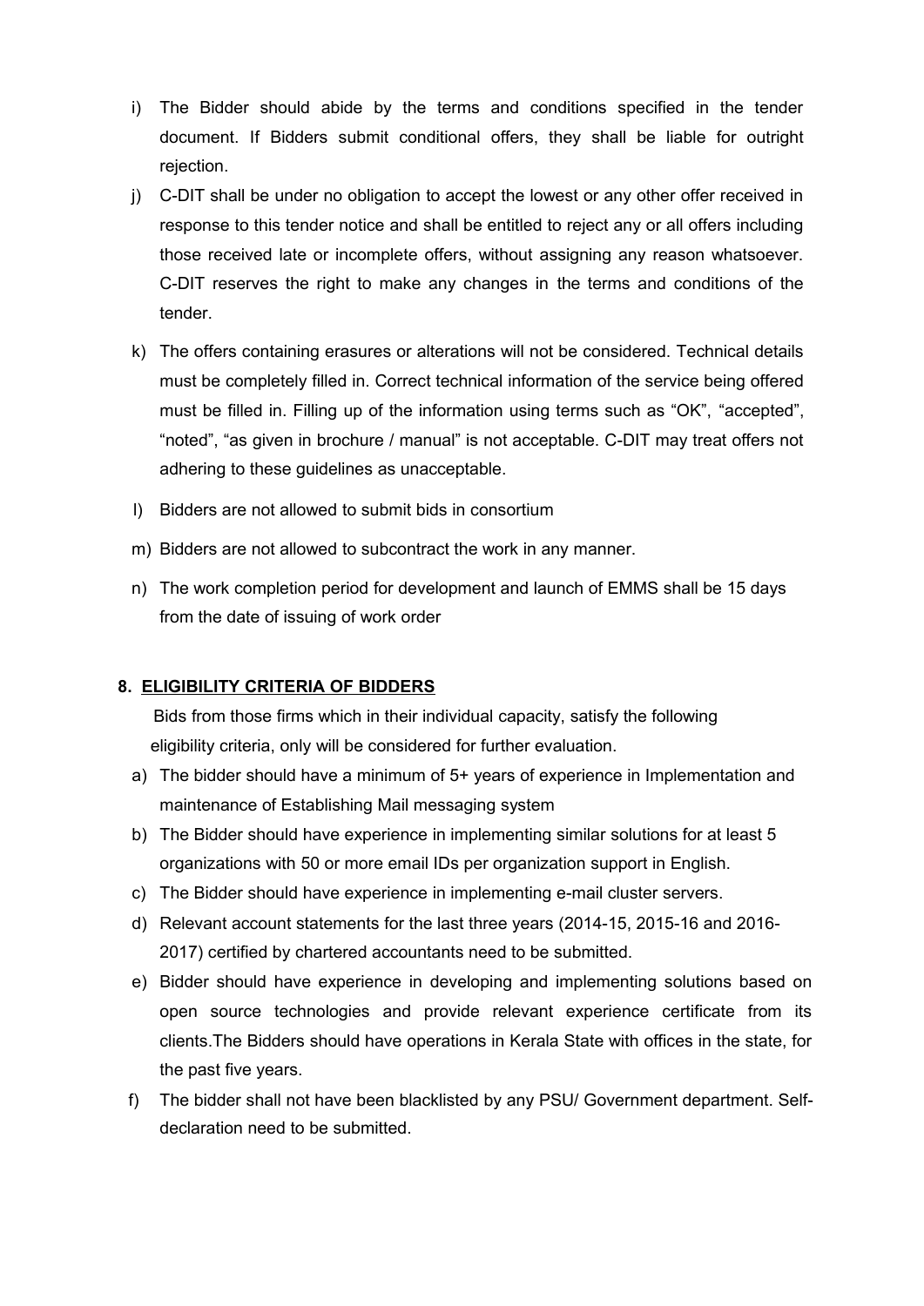i) The Bidder should abide by the terms and conditions specified in the tender document. If Bidders submit conditional offers, they shall be liable for outright rejection.

j) C-DIT shall be under no obligation to accept the lowest or any other offer received in response to this tender notice and shall be entitled to reject any or all offers including those received late or incomplete offers, without assigning any reason whatsoever. C-DIT reserves the right to make any changes in the terms and conditions of the tender.

k) The offers containing erasures or alterations will not be considered. Technical details must be completely filled in. Correct technical information of the service being offered must be filled in. Filling up of the information using terms such as "OK", "accepted", "noted", "as given in brochure / manual" is not acceptable. C-DIT may treat offers not adhering to these guidelines as unacceptable.

l) Bidders are not allowed to submit bids in consortium

m) Bidders are not allowed to subcontract the work in any manner.

n) The work completion period for development and launch of EMMS shall be 15 days from the date of issuing of work order

## 8. ELIGIBILITY CRITERIA OF BIDDERS

Bids from those firms which in their individual capacity, satisfy the following eligibility criteria, only will be considered for further evaluation.

a) The bidder should have a minimum of 5+ years of experience in Implementation and maintenance of Establishing Mail messaging system

b) The Bidder should have experience in implementing similar solutions for at least 5 organizations with 50 or more email IDs per organization support in English.

c) The Bidder should have experience in implementing e-mail cluster servers.

d) Relevant account statements for the last three years (2014-15, 2015-16 and 2016-2017) certified by chartered accountants need to be submitted.

e) Bidder should have experience in developing and implementing solutions based on open source technologies and provide relevant experience certificate from its clients.The Bidders should have operations in Kerala State with offices in the state, for the past five years.

f) The bidder shall not have been blacklisted by any PSU/ Government department. Self-declaration need to be submitted.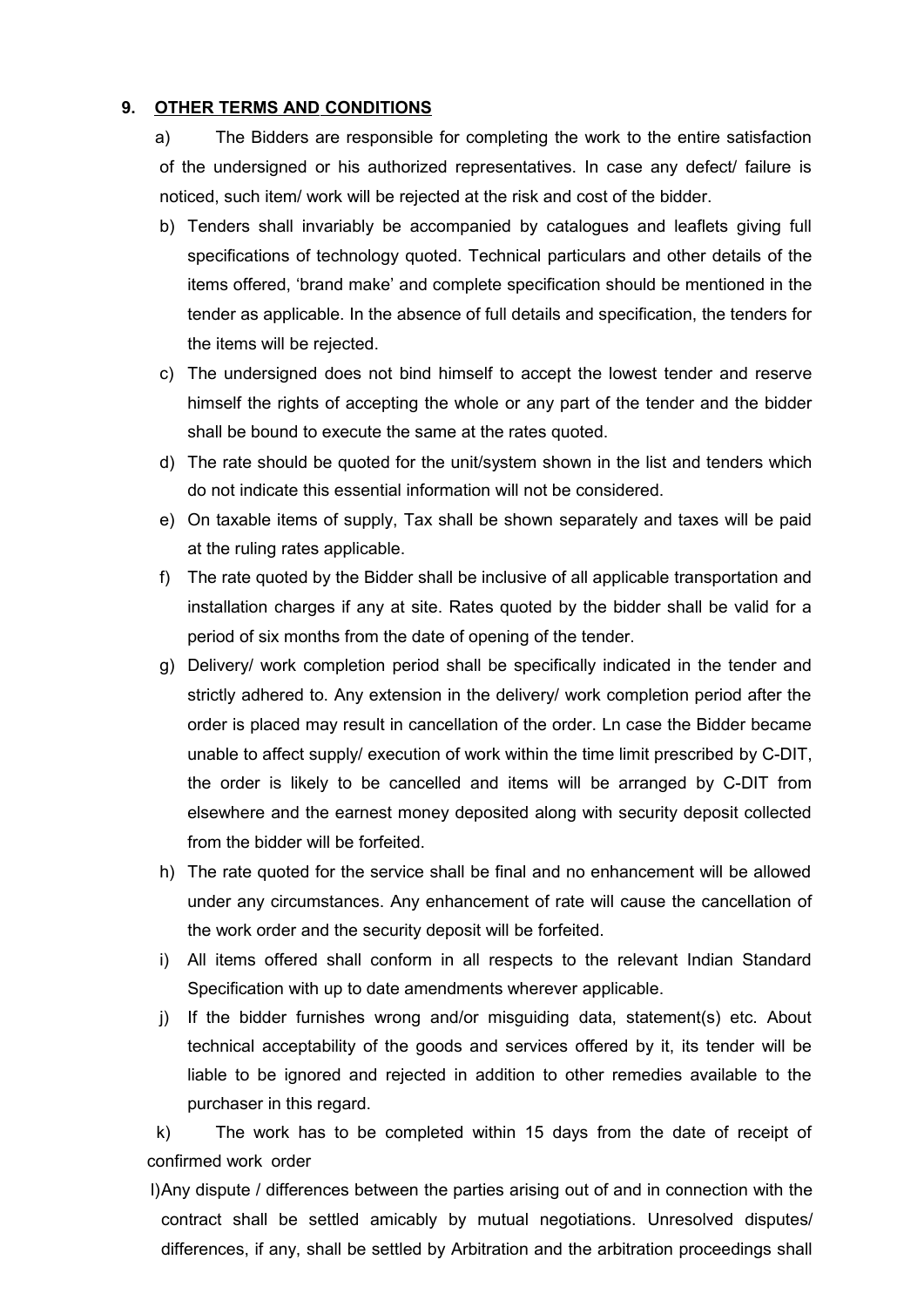## 9. OTHER TERMS AND CONDITIONS

a) The Bidders are responsible for completing the work to the entire satisfaction of the undersigned or his authorized representatives. In case any defect/ failure is noticed, such item/ work will be rejected at the risk and cost of the bidder.

b) Tenders shall invariably be accompanied by catalogues and leaflets giving full specifications of technology quoted. Technical particulars and other details of the items offered, 'brand make' and complete specification should be mentioned in the tender as applicable. In the absence of full details and specification, the tenders for the items will be rejected.

c) The undersigned does not bind himself to accept the lowest tender and reserve himself the rights of accepting the whole or any part of the tender and the bidder shall be bound to execute the same at the rates quoted.

d) The rate should be quoted for the unit/system shown in the list and tenders which do not indicate this essential information will not be considered.

e) On taxable items of supply, Tax shall be shown separately and taxes will be paid at the ruling rates applicable.

f) The rate quoted by the Bidder shall be inclusive of all applicable transportation and installation charges if any at site. Rates quoted by the bidder shall be valid for a period of six months from the date of opening of the tender.

g) Delivery/ work completion period shall be specifically indicated in the tender and strictly adhered to. Any extension in the delivery/ work completion period after the order is placed may result in cancellation of the order. Ln case the Bidder became unable to affect supply/ execution of work within the time limit prescribed by C-DIT, the order is likely to be cancelled and items will be arranged by C-DIT from elsewhere and the earnest money deposited along with security deposit collected from the bidder will be forfeited.

h) The rate quoted for the service shall be final and no enhancement will be allowed under any circumstances. Any enhancement of rate will cause the cancellation of the work order and the security deposit will be forfeited.

i) All items offered shall conform in all respects to the relevant Indian Standard Specification with up to date amendments wherever applicable.

j) If the bidder furnishes wrong and/or misguiding data, statement(s) etc. About technical acceptability of the goods and services offered by it, its tender will be liable to be ignored and rejected in addition to other remedies available to the purchaser in this regard.

k) The work has to be completed within 15 days from the date of receipt of confirmed work order

l) Any dispute / differences between the parties arising out of and in connection with the contract shall be settled amicably by mutual negotiations. Unresolved disputes/ differences, if any, shall be settled by Arbitration and the arbitration proceedings shall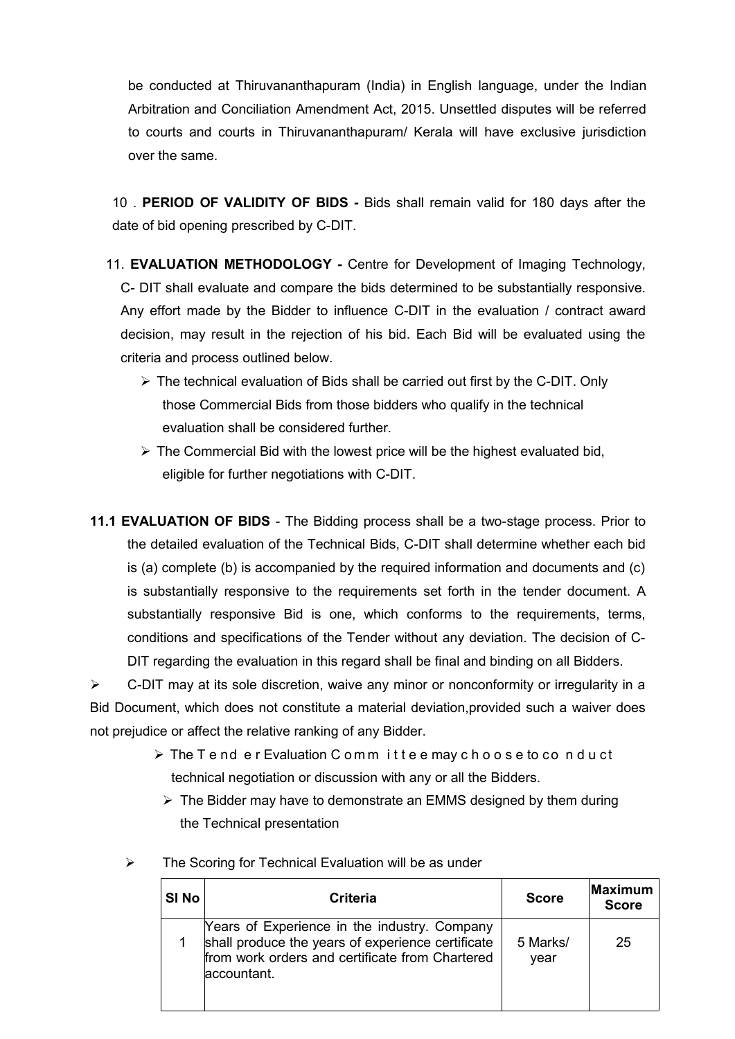be conducted at Thiruvananthapuram (India) in English language, under the Indian Arbitration and Conciliation Amendment Act, 2015. Unsettled disputes will be referred to courts and courts in Thiruvananthapuram/ Kerala will have exclusive jurisdiction over the same.

10 . **PERIOD OF VALIDITY OF BIDS -** Bids shall remain valid for 180 days after the date of bid opening prescribed by C-DIT.

11. **EVALUATION METHODOLOGY -** Centre for Development of Imaging Technology, C- DIT shall evaluate and compare the bids determined to be substantially responsive. Any effort made by the Bidder to influence C-DIT in the evaluation / contract award decision, may result in the rejection of his bid. Each Bid will be evaluated using the criteria and process outlined below.

- The technical evaluation of Bids shall be carried out first by the C-DIT. Only those Commercial Bids from those bidders who qualify in the technical evaluation shall be considered further.
- The Commercial Bid with the lowest price will be the highest evaluated bid, eligible for further negotiations with C-DIT.

**11.1 EVALUATION OF BIDS** - The Bidding process shall be a two-stage process. Prior to the detailed evaluation of the Technical Bids, C-DIT shall determine whether each bid is (a) complete (b) is accompanied by the required information and documents and (c) is substantially responsive to the requirements set forth in the tender document. A substantially responsive Bid is one, which conforms to the requirements, terms, conditions and specifications of the Tender without any deviation. The decision of C-DIT regarding the evaluation in this regard shall be final and binding on all Bidders.

- C-DIT may at its sole discretion, waive any minor or nonconformity or irregularity in a Bid Document, which does not constitute a material deviation,provided such a waiver does not prejudice or affect the relative ranking of any Bidder.
- The Tender Evaluation Committee may choose to conduct technical negotiation or discussion with any or all the Bidders.
- The Bidder may have to demonstrate an EMMS designed by them during the Technical presentation
- The Scoring for Technical Evaluation will be as under

| Sl No | Criteria | Score | Maximum Score |
|---|---|---|---|
| 1 | Years of Experience in the industry. Company shall produce the years of experience certificate from work orders and certificate from Chartered accountant. | 5 Marks/ year | 25 |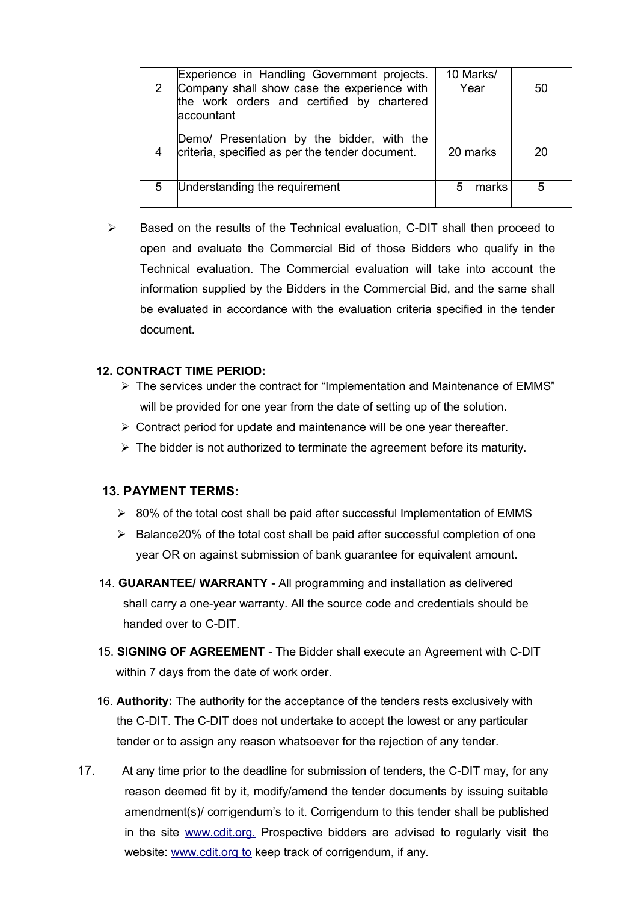| 2 | Experience in Handling Government projects. Company shall show case the experience with the work orders and certified by chartered accountant | 10 Marks/ Year | 50 |
|---|---|---|---|
| 4 | Demo/ Presentation by the bidder, with the criteria, specified as per the tender document. | 20 marks | 20 |
| 5 | Understanding the requirement | 5 marks | 5 |

- Based on the results of the Technical evaluation, C-DIT shall then proceed to open and evaluate the Commercial Bid of those Bidders who qualify in the Technical evaluation. The Commercial evaluation will take into account the information supplied by the Bidders in the Commercial Bid, and the same shall be evaluated in accordance with the evaluation criteria specified in the tender document.

**12. CONTRACT TIME PERIOD:**

- The services under the contract for "Implementation and Maintenance of EMMS" will be provided for one year from the date of setting up of the solution.
- Contract period for update and maintenance will be one year thereafter.
- The bidder is not authorized to terminate the agreement before its maturity.

**13. PAYMENT TERMS:**

- 80% of the total cost shall be paid after successful Implementation of EMMS
- Balance20% of the total cost shall be paid after successful completion of one year OR on against submission of bank guarantee for equivalent amount.

14. **GUARANTEE/ WARRANTY** - All programming and installation as delivered shall carry a one-year warranty. All the source code and credentials should be handed over to C-DIT.

15. **SIGNING OF AGREEMENT** - The Bidder shall execute an Agreement with C-DIT within 7 days from the date of work order.

16. **Authority:** The authority for the acceptance of the tenders rests exclusively with the C-DIT. The C-DIT does not undertake to accept the lowest or any particular tender or to assign any reason whatsoever for the rejection of any tender.

17. At any time prior to the deadline for submission of tenders, the C-DIT may, for any reason deemed fit by it, modify/amend the tender documents by issuing suitable amendment(s)/ corrigendum's to it. Corrigendum to this tender shall be published in the site www.cdit.org. Prospective bidders are advised to regularly visit the website: www.cdit.org to keep track of corrigendum, if any.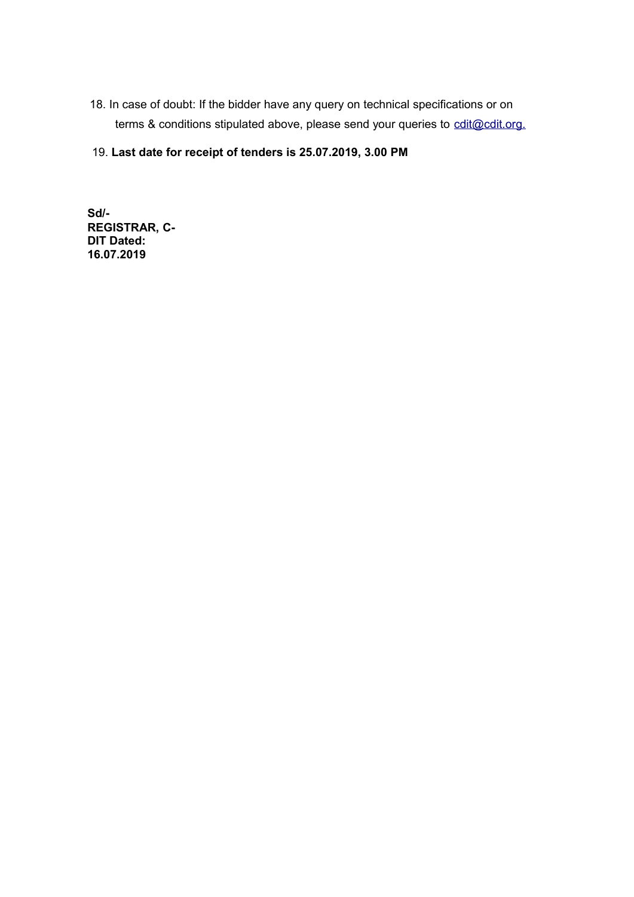18. In case of doubt: If the bidder have any query on technical specifications or on terms & conditions stipulated above, please send your queries to cdit@cdit.org.

19. **Last date for receipt of tenders is 25.07.2019, 3.00 PM**

**Sd/-**
**REGISTRAR, C-DIT Dated: 16.07.2019**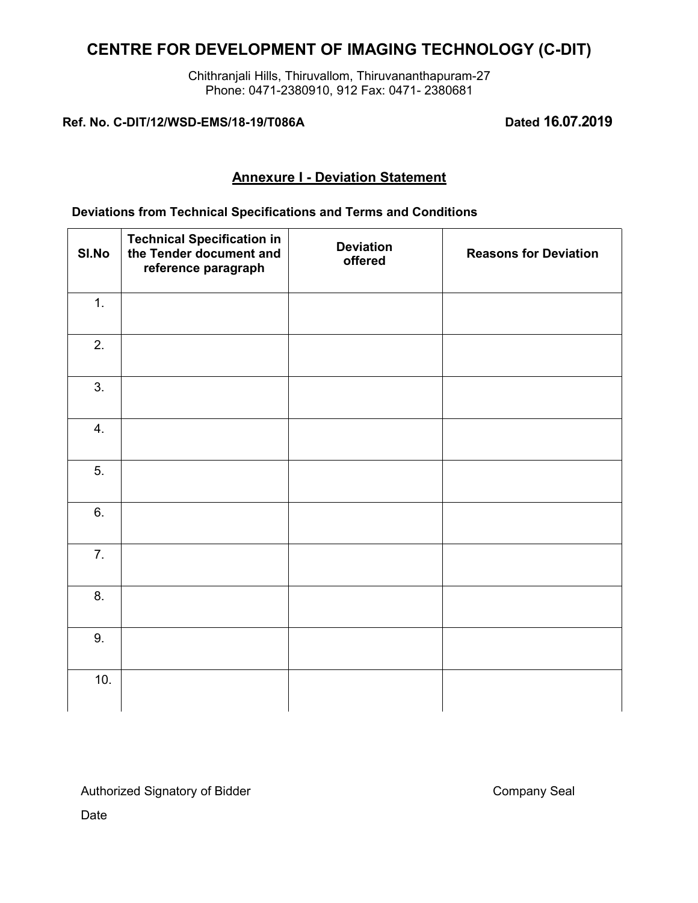# CENTRE FOR DEVELOPMENT OF IMAGING TECHNOLOGY (C-DIT)

Chithranjali Hills, Thiruvallom, Thiruvananthapuram-27
Phone: 0471-2380910, 912 Fax: 0471- 2380681

**Ref. No. C-DIT/12/WSD-EMS/18-19/T086A** **Dated 16.07.2019**

## Annexure I - Deviation Statement

**Deviations from Technical Specifications and Terms and Conditions**

| Sl.No | Technical Specification in the Tender document and reference paragraph | Deviation offered | Reasons for Deviation |
|---|---|---|---|
| 1. | | | |
| 2. | | | |
| 3. | | | |
| 4. | | | |
| 5. | | | |
| 6. | | | |
| 7. | | | |
| 8. | | | |
| 9. | | | |
| 10. | | | |

Authorized Signatory of Bidder

Company Seal

Date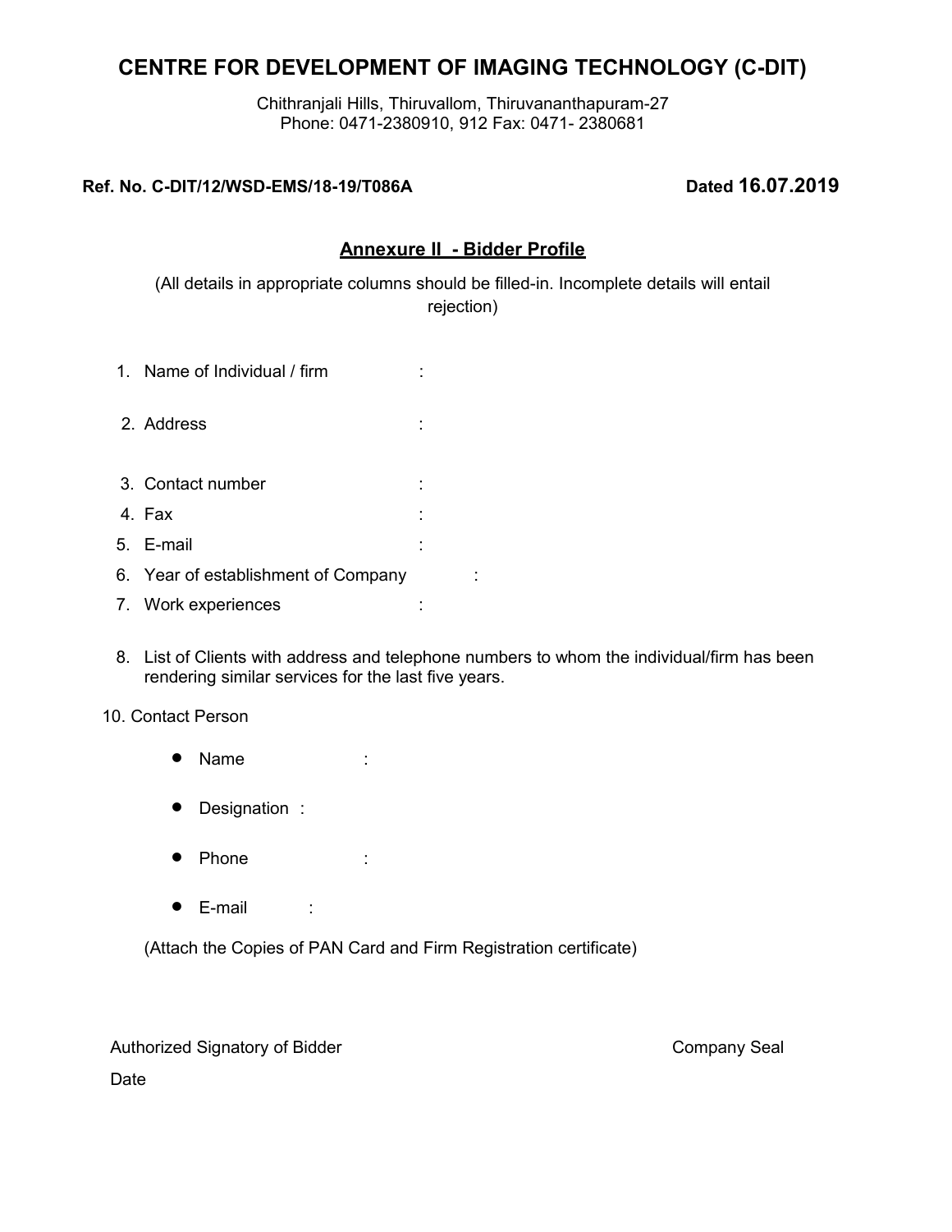# CENTRE FOR DEVELOPMENT OF IMAGING TECHNOLOGY (C-DIT)

Chithranjali Hills, Thiruvallom, Thiruvananthapuram-27
Phone: 0471-2380910, 912 Fax: 0471- 2380681

**Ref. No. C-DIT/12/WSD-EMS/18-19/T086A** **Dated 16.07.2019**

## Annexure II - Bidder Profile

(All details in appropriate columns should be filled-in. Incomplete details will entail rejection)

1. Name of Individual / firm :
2. Address :
3. Contact number :
4. Fax :
5. E-mail :
6. Year of establishment of Company :
7. Work experiences :
8. List of Clients with address and telephone numbers to whom the individual/firm has been rendering similar services for the last five years.

10. Contact Person

- Name :
- Designation :
- Phone :
- E-mail :

(Attach the Copies of PAN Card and Firm Registration certificate)

Authorized Signatory of Bidder

Company Seal

Date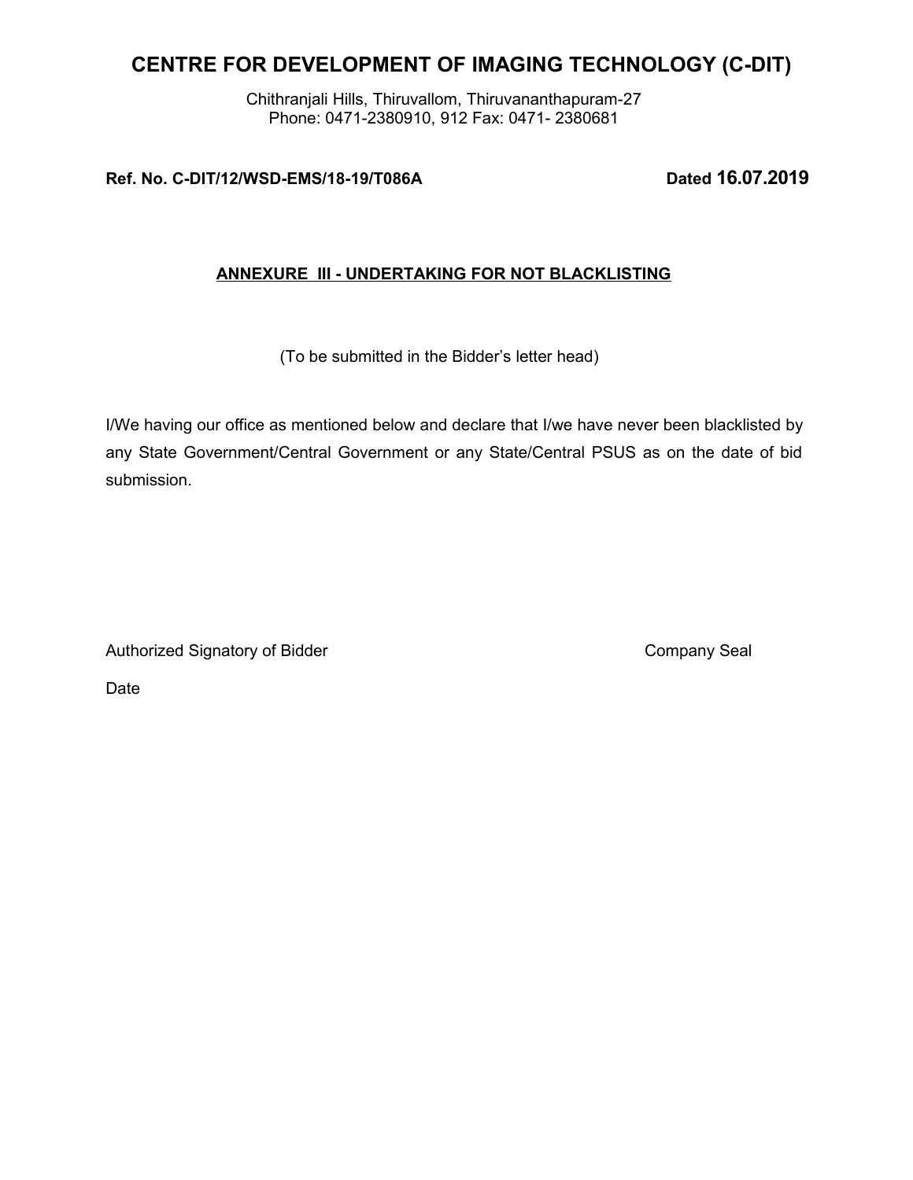# CENTRE FOR DEVELOPMENT OF IMAGING TECHNOLOGY (C-DIT)

Chithranjali Hills, Thiruvallom, Thiruvananthapuram-27
Phone: 0471-2380910, 912 Fax: 0471- 2380681

**Ref. No. C-DIT/12/WSD-EMS/18-19/T086A** **Dated 16.07.2019**

**<u>ANNEXURE III - UNDERTAKING FOR NOT BLACKLISTING</u>**

(To be submitted in the Bidder's letter head)

I/We having our office as mentioned below and declare that I/we have never been blacklisted by any State Government/Central Government or any State/Central PSUS as on the date of bid submission.

Authorized Signatory of Bidder Company Seal

Date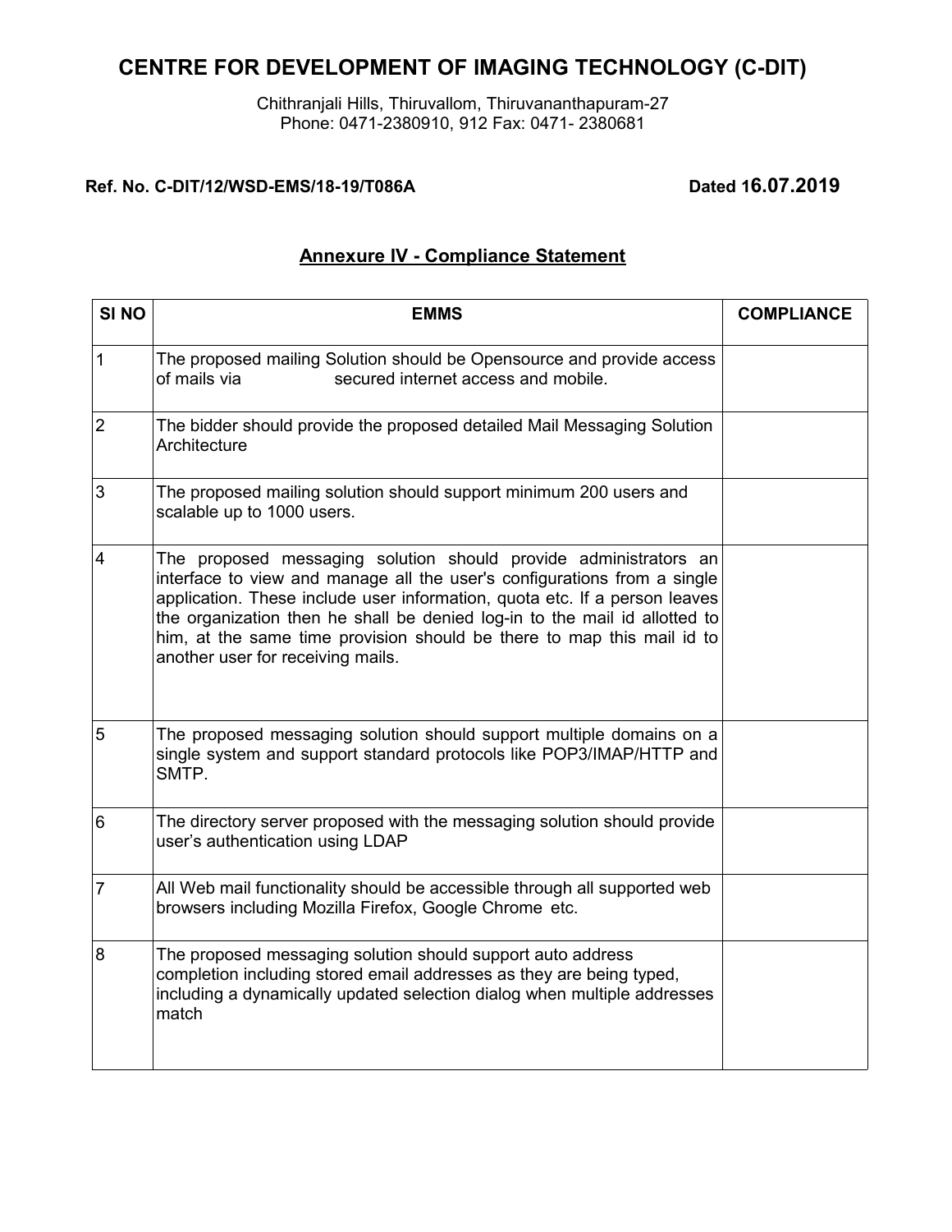# CENTRE FOR DEVELOPMENT OF IMAGING TECHNOLOGY (C-DIT)

Chithranjali Hills, Thiruvallom, Thiruvananthapuram-27
Phone: 0471-2380910, 912 Fax: 0471- 2380681

**Ref. No. C-DIT/12/WSD-EMS/18-19/T086A** **Dated 16.07.2019**

## Annexure IV - Compliance Statement

| SI NO | EMMS | COMPLIANCE |
|---|---|---|
| 1 | The proposed mailing Solution should be Opensource and provide access of mails via secured internet access and mobile. | |
| 2 | The bidder should provide the proposed detailed Mail Messaging Solution Architecture | |
| 3 | The proposed mailing solution should support minimum 200 users and scalable up to 1000 users. | |
| 4 | The proposed messaging solution should provide administrators an interface to view and manage all the user's configurations from a single application. These include user information, quota etc. If a person leaves the organization then he shall be denied log-in to the mail id allotted to him, at the same time provision should be there to map this mail id to another user for receiving mails. | |
| 5 | The proposed messaging solution should support multiple domains on a single system and support standard protocols like POP3/IMAP/HTTP and SMTP. | |
| 6 | The directory server proposed with the messaging solution should provide user's authentication using LDAP | |
| 7 | All Web mail functionality should be accessible through all supported web browsers including Mozilla Firefox, Google Chrome etc. | |
| 8 | The proposed messaging solution should support auto address completion including stored email addresses as they are being typed, including a dynamically updated selection dialog when multiple addresses match | |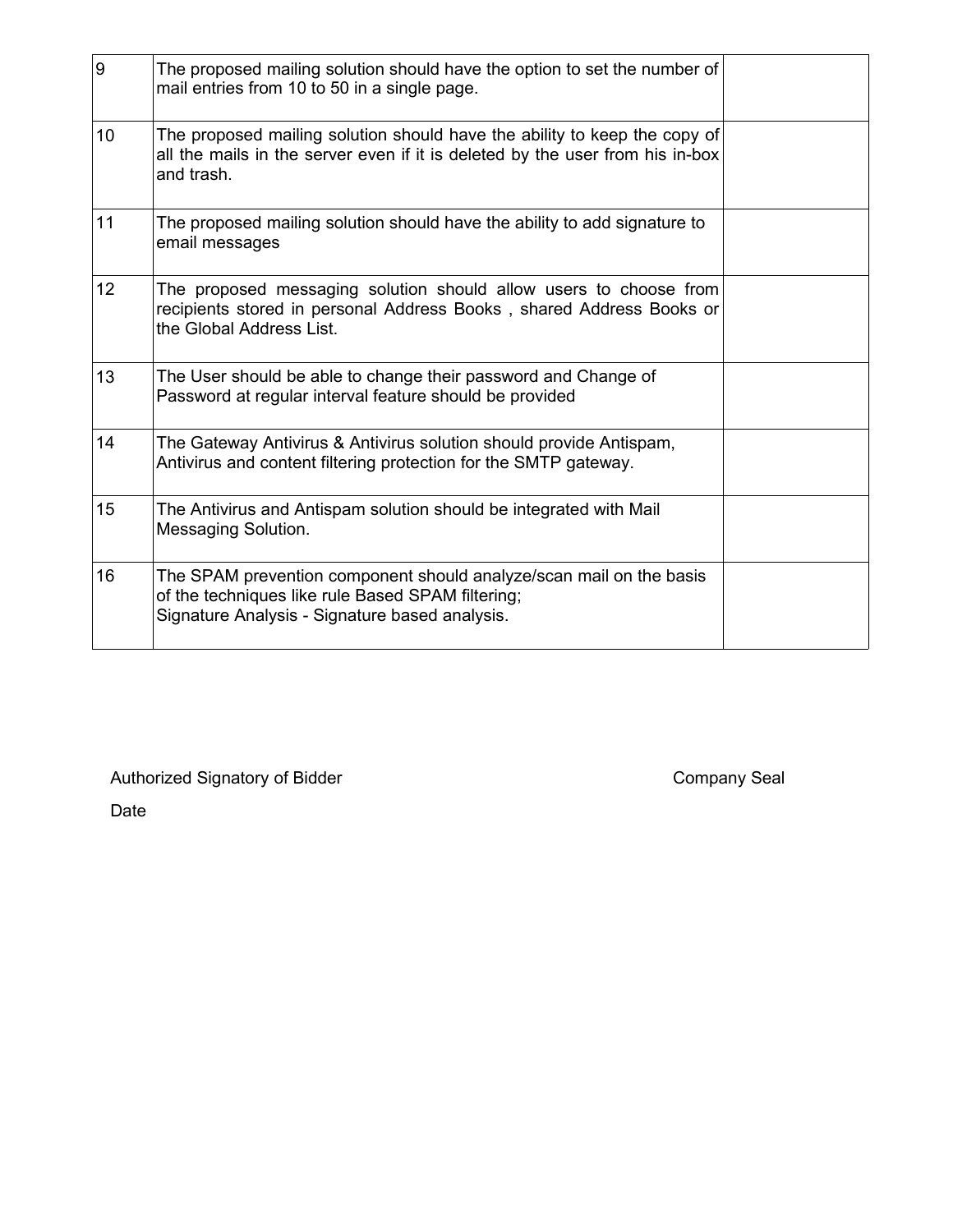| | | |
|---|---|---|
| 9 | The proposed mailing solution should have the option to set the number of mail entries from 10 to 50 in a single page. | |
| 10 | The proposed mailing solution should have the ability to keep the copy of all the mails in the server even if it is deleted by the user from his in-box and trash. | |
| 11 | The proposed mailing solution should have the ability to add signature to email messages | |
| 12 | The proposed messaging solution should allow users to choose from recipients stored in personal Address Books , shared Address Books or the Global Address List. | |
| 13 | The User should be able to change their password and Change of Password at regular interval feature should be provided | |
| 14 | The Gateway Antivirus & Antivirus solution should provide Antispam, Antivirus and content filtering protection for the SMTP gateway. | |
| 15 | The Antivirus and Antispam solution should be integrated with Mail Messaging Solution. | |
| 16 | The SPAM prevention component should analyze/scan mail on the basis of the techniques like rule Based SPAM filtering;<br>Signature Analysis - Signature based analysis. | |

Authorized Signatory of Bidder

Company Seal

Date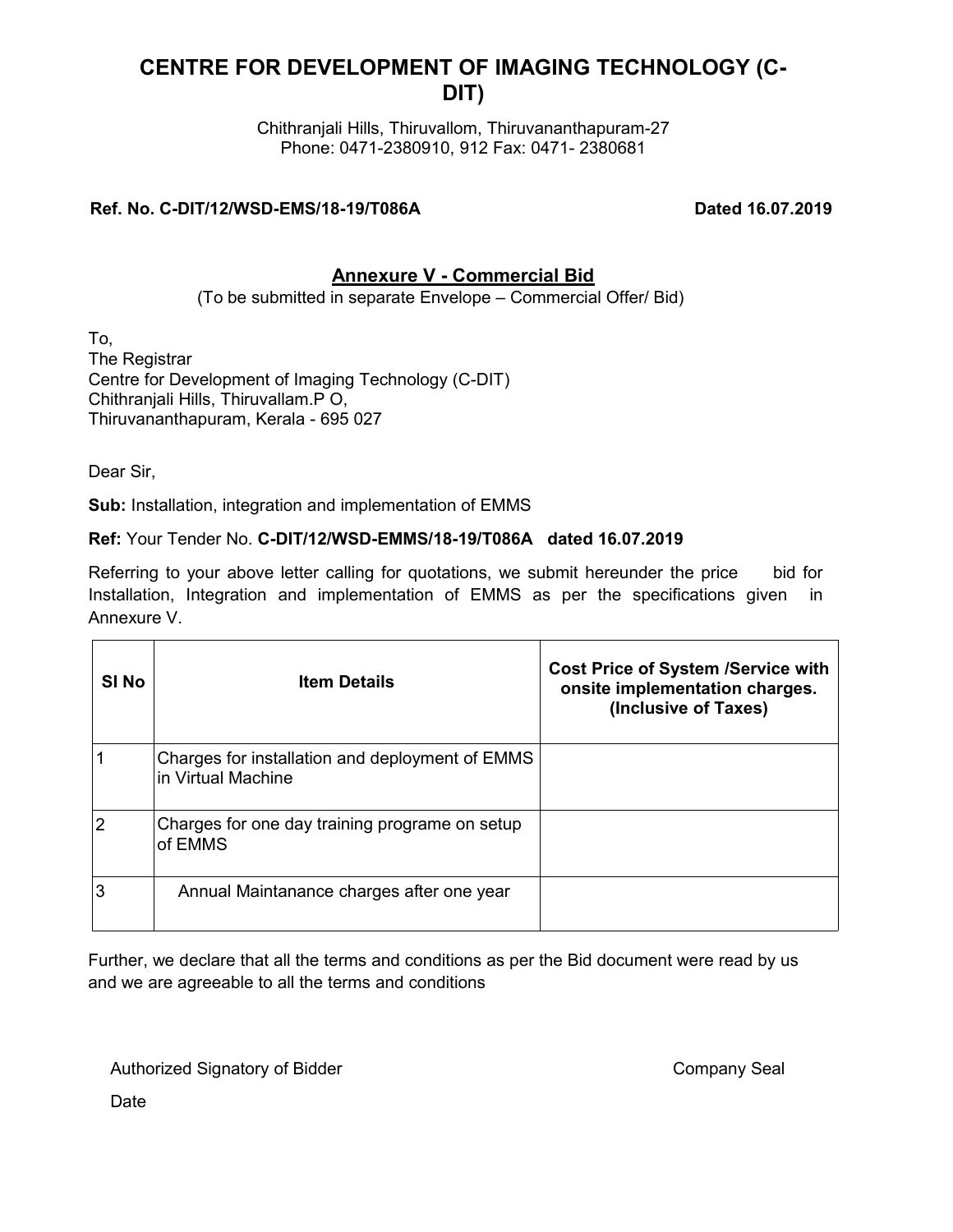# CENTRE FOR DEVELOPMENT OF IMAGING TECHNOLOGY (C-DIT)

Chithranjali Hills, Thiruvallom, Thiruvananthapuram-27
Phone: 0471-2380910, 912 Fax: 0471- 2380681

**Ref. No. C-DIT/12/WSD-EMS/18-19/T086A** **Dated 16.07.2019**

## Annexure V - Commercial Bid

(To be submitted in separate Envelope – Commercial Offer/ Bid)

To,
The Registrar
Centre for Development of Imaging Technology (C-DIT)
Chithranjali Hills, Thiruvallam.P O,
Thiruvananthapuram, Kerala - 695 027

Dear Sir,

**Sub:** Installation, integration and implementation of EMMS

**Ref:** Your Tender No. **C-DIT/12/WSD-EMMS/18-19/T086A dated 16.07.2019**

Referring to your above letter calling for quotations, we submit hereunder the price bid for Installation, Integration and implementation of EMMS as per the specifications given in Annexure V.

| SI No | Item Details | Cost Price of System /Service with onsite implementation charges. (Inclusive of Taxes) |
|---|---|---|
| 1 | Charges for installation and deployment of EMMS in Virtual Machine | |
| 2 | Charges for one day training programe on setup of EMMS | |
| 3 | Annual Maintanance charges after one year | |

Further, we declare that all the terms and conditions as per the Bid document were read by us and we are agreeable to all the terms and conditions

Authorized Signatory of Bidder

Company Seal

Date